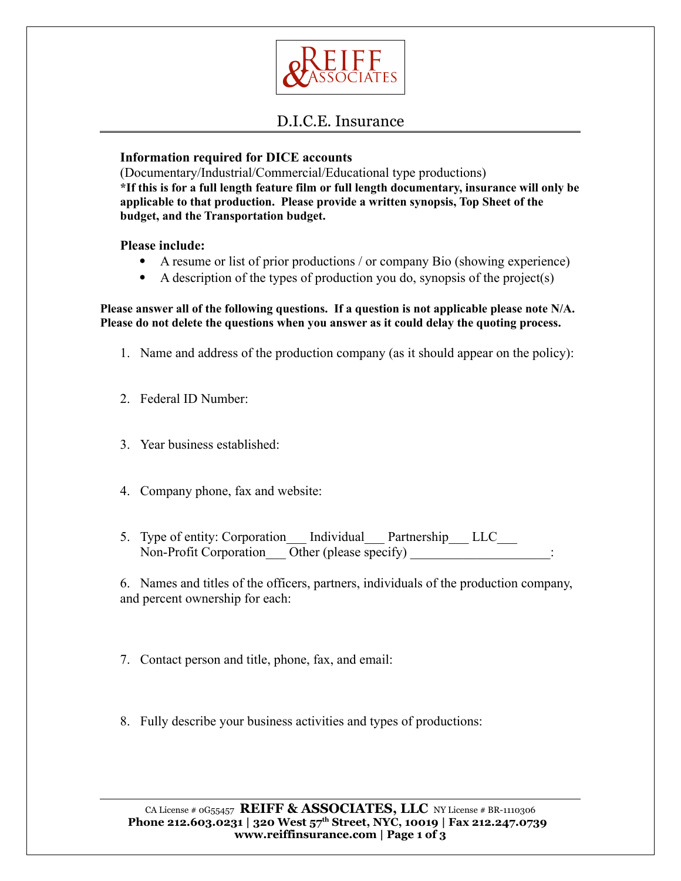# D.I.C.E. Insurance

**Information required for DICE accounts**
(Documentary/Industrial/Commercial/Educational type productions)
***If this is for a full length feature film or full length documentary, insurance will only be applicable to that production. Please provide a written synopsis, Top Sheet of the budget, and the Transportation budget.**

**Please include:**

- A resume or list of prior productions / or company Bio (showing experience)
- A description of the types of production you do, synopsis of the project(s)

**Please answer all of the following questions. If a question is not applicable please note N/A. Please do not delete the questions when you answer as it could delay the quoting process.**

1. Name and address of the production company (as it should appear on the policy):

2. Federal ID Number:

3. Year business established:

4. Company phone, fax and website:

5. Type of entity: Corporation___ Individual___ Partnership___ LLC___
   Non-Profit Corporation___ Other (please specify) ____________________:

6. Names and titles of the officers, partners, individuals of the production company, and percent ownership for each:

7. Contact person and title, phone, fax, and email:

8. Fully describe your business activities and types of productions:

CA License # 0G55457 **REIFF & ASSOCIATES, LLC** NY License # BR-1110306
**Phone 212.603.0231 | 320 West 57th Street, NYC, 10019 | Fax 212.247.0739**
**www.reiffinsurance.com**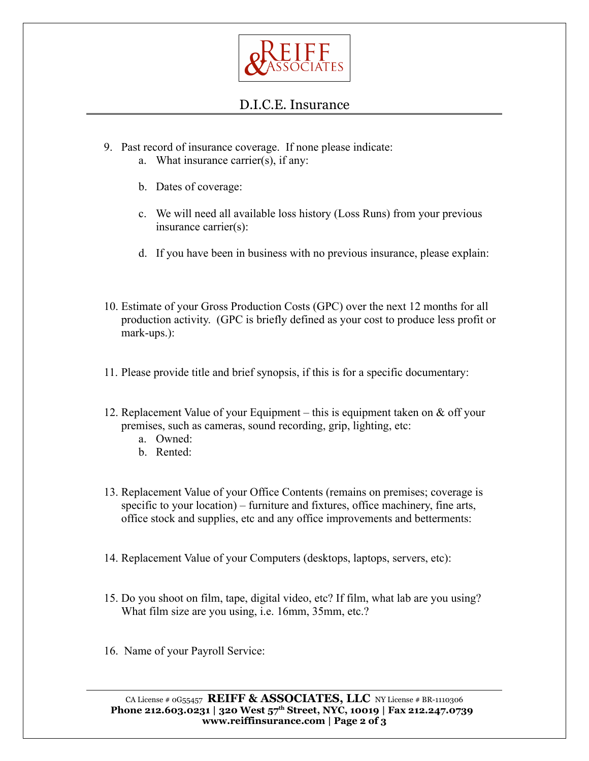# D.I.C.E. Insurance

9. Past record of insurance coverage. If none please indicate:
    a. What insurance carrier(s), if any:

    b. Dates of coverage:

    c. We will need all available loss history (Loss Runs) from your previous insurance carrier(s):

    d. If you have been in business with no previous insurance, please explain:

10. Estimate of your Gross Production Costs (GPC) over the next 12 months for all production activity. (GPC is briefly defined as your cost to produce less profit or mark-ups.):

11. Please provide title and brief synopsis, if this is for a specific documentary:

12. Replacement Value of your Equipment – this is equipment taken on & off your premises, such as cameras, sound recording, grip, lighting, etc:
    a. Owned:
    b. Rented:

13. Replacement Value of your Office Contents (remains on premises; coverage is specific to your location) – furniture and fixtures, office machinery, fine arts, office stock and supplies, etc and any office improvements and betterments:

14. Replacement Value of your Computers (desktops, laptops, servers, etc):

15. Do you shoot on film, tape, digital video, etc? If film, what lab are you using? What film size are you using, i.e. 16mm, 35mm, etc.?

16. Name of your Payroll Service: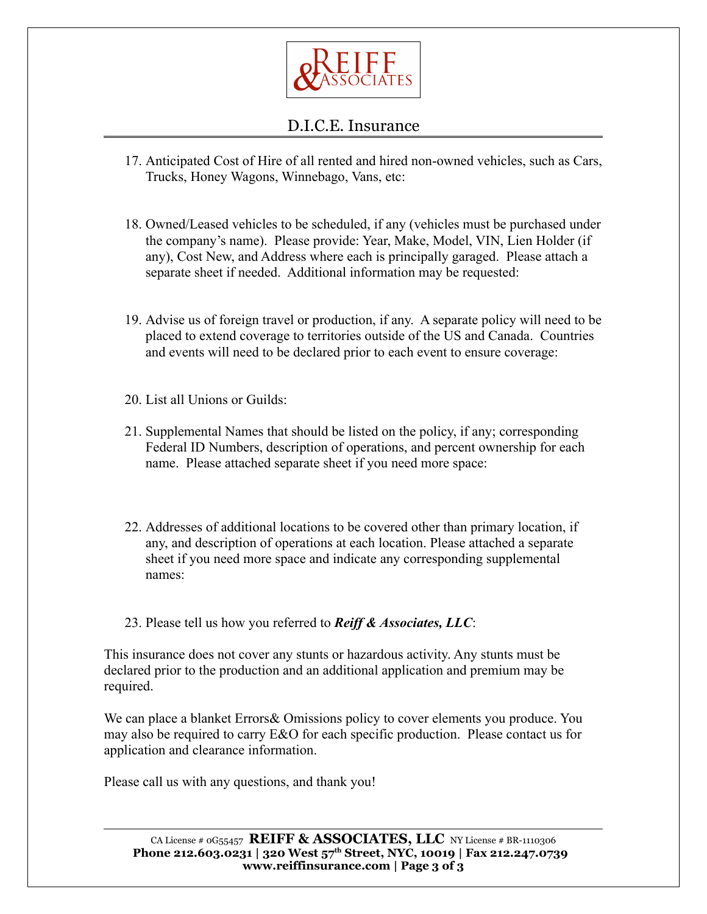# D.I.C.E. Insurance

17. Anticipated Cost of Hire of all rented and hired non-owned vehicles, such as Cars, Trucks, Honey Wagons, Winnebago, Vans, etc:

18. Owned/Leased vehicles to be scheduled, if any (vehicles must be purchased under the company's name). Please provide: Year, Make, Model, VIN, Lien Holder (if any), Cost New, and Address where each is principally garaged. Please attach a separate sheet if needed. Additional information may be requested:

19. Advise us of foreign travel or production, if any. A separate policy will need to be placed to extend coverage to territories outside of the US and Canada. Countries and events will need to be declared prior to each event to ensure coverage:

20. List all Unions or Guilds:

21. Supplemental Names that should be listed on the policy, if any; corresponding Federal ID Numbers, description of operations, and percent ownership for each name. Please attached separate sheet if you need more space:

22. Addresses of additional locations to be covered other than primary location, if any, and description of operations at each location. Please attached a separate sheet if you need more space and indicate any corresponding supplemental names:

23. Please tell us how you referred to ***Reiff & Associates, LLC***:

This insurance does not cover any stunts or hazardous activity. Any stunts must be declared prior to the production and an additional application and premium may be required.

We can place a blanket Errors& Omissions policy to cover elements you produce. You may also be required to carry E&O for each specific production. Please contact us for application and clearance information.

Please call us with any questions, and thank you!